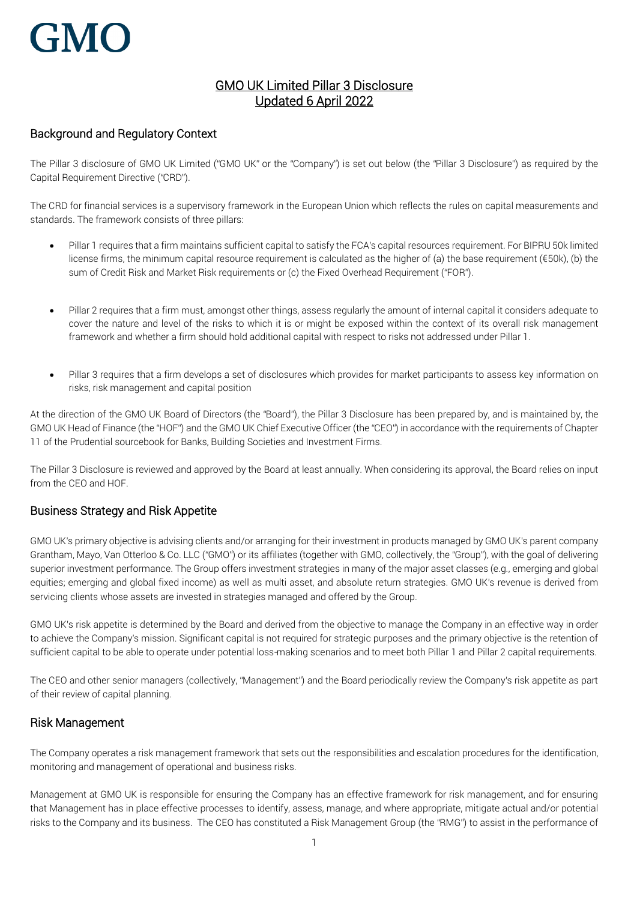# GMO

## GMO UK Limited Pillar 3 Disclosure
## Updated 6 April 2022

## Background and Regulatory Context

The Pillar 3 disclosure of GMO UK Limited ("GMO UK" or the "Company") is set out below (the "Pillar 3 Disclosure") as required by the Capital Requirement Directive ("CRD").

The CRD for financial services is a supervisory framework in the European Union which reflects the rules on capital measurements and standards. The framework consists of three pillars:

- Pillar 1 requires that a firm maintains sufficient capital to satisfy the FCA's capital resources requirement. For BIPRU 50k limited license firms, the minimum capital resource requirement is calculated as the higher of (a) the base requirement (€50k), (b) the sum of Credit Risk and Market Risk requirements or (c) the Fixed Overhead Requirement ("FOR").

- Pillar 2 requires that a firm must, amongst other things, assess regularly the amount of internal capital it considers adequate to cover the nature and level of the risks to which it is or might be exposed within the context of its overall risk management framework and whether a firm should hold additional capital with respect to risks not addressed under Pillar 1.

- Pillar 3 requires that a firm develops a set of disclosures which provides for market participants to assess key information on risks, risk management and capital position

At the direction of the GMO UK Board of Directors (the "Board"), the Pillar 3 Disclosure has been prepared by, and is maintained by, the GMO UK Head of Finance (the "HOF") and the GMO UK Chief Executive Officer (the "CEO") in accordance with the requirements of Chapter 11 of the Prudential sourcebook for Banks, Building Societies and Investment Firms.

The Pillar 3 Disclosure is reviewed and approved by the Board at least annually. When considering its approval, the Board relies on input from the CEO and HOF.

## Business Strategy and Risk Appetite

GMO UK's primary objective is advising clients and/or arranging for their investment in products managed by GMO UK's parent company Grantham, Mayo, Van Otterloo & Co. LLC ("GMO") or its affiliates (together with GMO, collectively, the "Group"), with the goal of delivering superior investment performance. The Group offers investment strategies in many of the major asset classes (e.g., emerging and global equities; emerging and global fixed income) as well as multi asset, and absolute return strategies. GMO UK's revenue is derived from servicing clients whose assets are invested in strategies managed and offered by the Group.

GMO UK's risk appetite is determined by the Board and derived from the objective to manage the Company in an effective way in order to achieve the Company's mission. Significant capital is not required for strategic purposes and the primary objective is the retention of sufficient capital to be able to operate under potential loss-making scenarios and to meet both Pillar 1 and Pillar 2 capital requirements.

The CEO and other senior managers (collectively, "Management") and the Board periodically review the Company's risk appetite as part of their review of capital planning.

## Risk Management

The Company operates a risk management framework that sets out the responsibilities and escalation procedures for the identification, monitoring and management of operational and business risks.

Management at GMO UK is responsible for ensuring the Company has an effective framework for risk management, and for ensuring that Management has in place effective processes to identify, assess, manage, and where appropriate, mitigate actual and/or potential risks to the Company and its business. The CEO has constituted a Risk Management Group (the "RMG") to assist in the performance of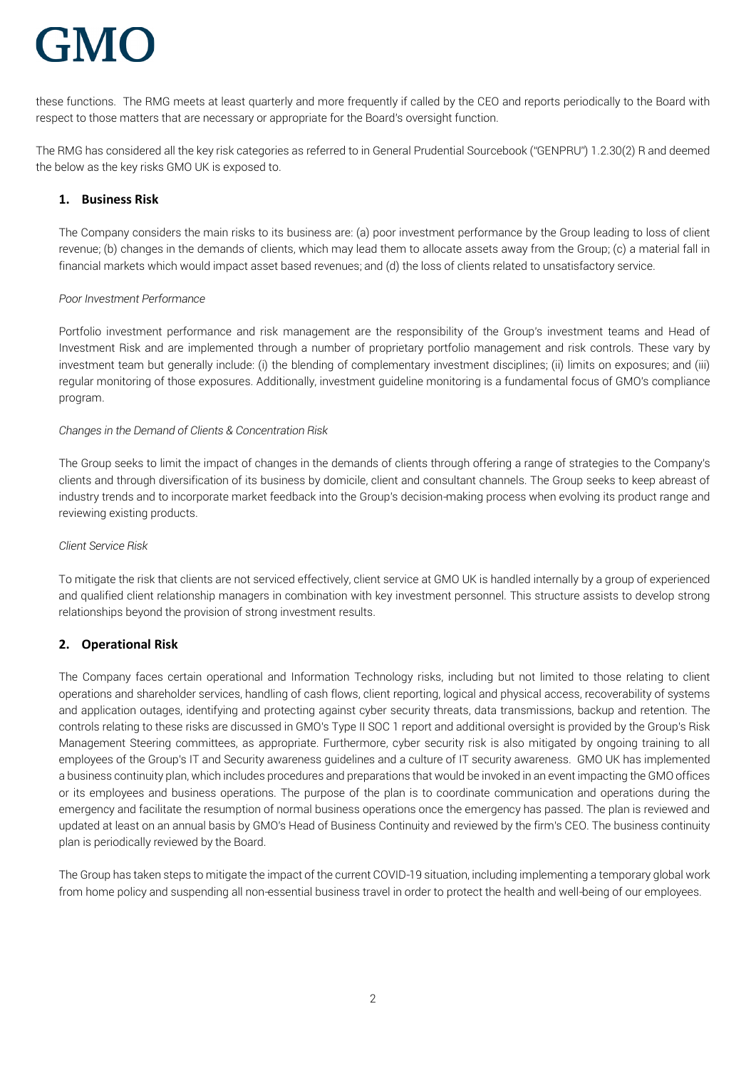these functions. The RMG meets at least quarterly and more frequently if called by the CEO and reports periodically to the Board with respect to those matters that are necessary or appropriate for the Board's oversight function.

The RMG has considered all the key risk categories as referred to in General Prudential Sourcebook ("GENPRU") 1.2.30(2) R and deemed the below as the key risks GMO UK is exposed to.

## 1. Business Risk

The Company considers the main risks to its business are: (a) poor investment performance by the Group leading to loss of client revenue; (b) changes in the demands of clients, which may lead them to allocate assets away from the Group; (c) a material fall in financial markets which would impact asset based revenues; and (d) the loss of clients related to unsatisfactory service.

*Poor Investment Performance*

Portfolio investment performance and risk management are the responsibility of the Group's investment teams and Head of Investment Risk and are implemented through a number of proprietary portfolio management and risk controls. These vary by investment team but generally include: (i) the blending of complementary investment disciplines; (ii) limits on exposures; and (iii) regular monitoring of those exposures. Additionally, investment guideline monitoring is a fundamental focus of GMO's compliance program.

*Changes in the Demand of Clients & Concentration Risk*

The Group seeks to limit the impact of changes in the demands of clients through offering a range of strategies to the Company's clients and through diversification of its business by domicile, client and consultant channels. The Group seeks to keep abreast of industry trends and to incorporate market feedback into the Group's decision-making process when evolving its product range and reviewing existing products.

*Client Service Risk*

To mitigate the risk that clients are not serviced effectively, client service at GMO UK is handled internally by a group of experienced and qualified client relationship managers in combination with key investment personnel. This structure assists to develop strong relationships beyond the provision of strong investment results.

## 2. Operational Risk

The Company faces certain operational and Information Technology risks, including but not limited to those relating to client operations and shareholder services, handling of cash flows, client reporting, logical and physical access, recoverability of systems and application outages, identifying and protecting against cyber security threats, data transmissions, backup and retention. The controls relating to these risks are discussed in GMO's Type II SOC 1 report and additional oversight is provided by the Group's Risk Management Steering committees, as appropriate. Furthermore, cyber security risk is also mitigated by ongoing training to all employees of the Group's IT and Security awareness guidelines and a culture of IT security awareness. GMO UK has implemented a business continuity plan, which includes procedures and preparations that would be invoked in an event impacting the GMO offices or its employees and business operations. The purpose of the plan is to coordinate communication and operations during the emergency and facilitate the resumption of normal business operations once the emergency has passed. The plan is reviewed and updated at least on an annual basis by GMO's Head of Business Continuity and reviewed by the firm's CEO. The business continuity plan is periodically reviewed by the Board.

The Group has taken steps to mitigate the impact of the current COVID-19 situation, including implementing a temporary global work from home policy and suspending all non-essential business travel in order to protect the health and well-being of our employees.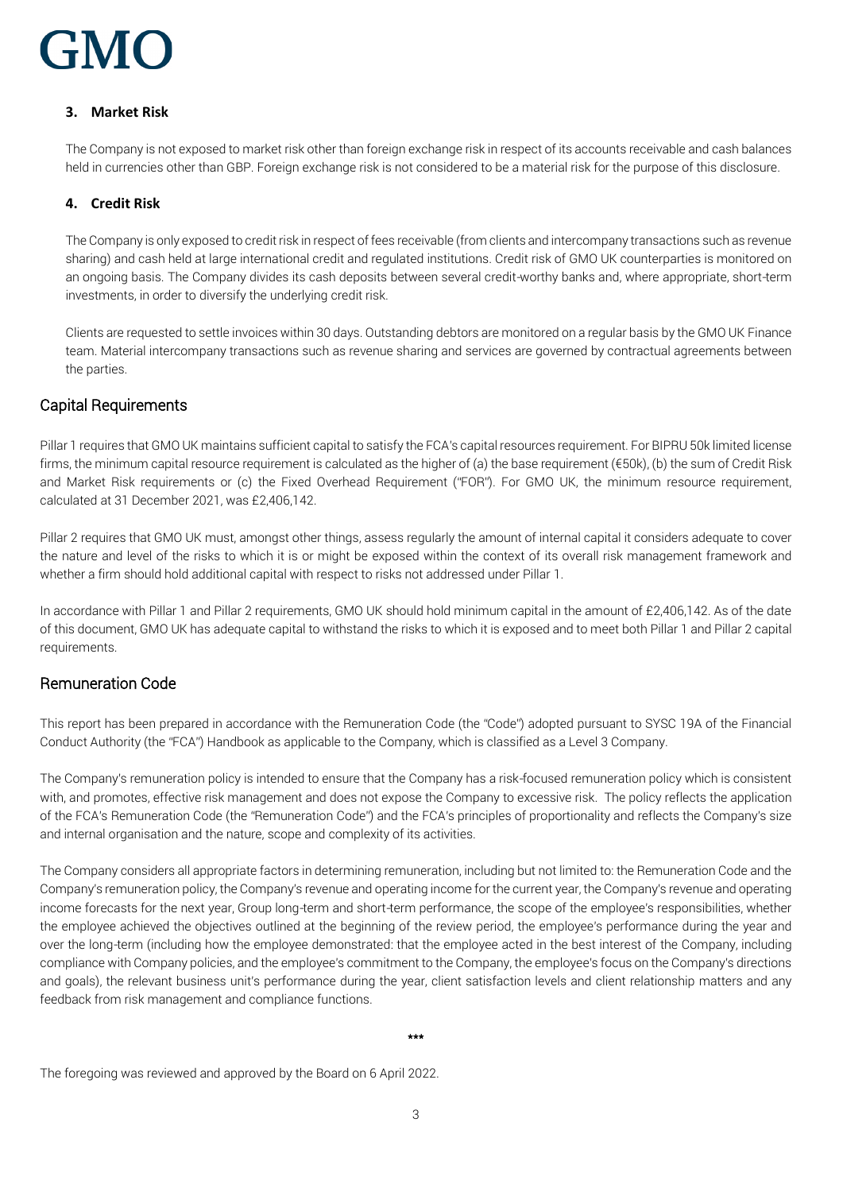### 3. Market Risk

The Company is not exposed to market risk other than foreign exchange risk in respect of its accounts receivable and cash balances held in currencies other than GBP. Foreign exchange risk is not considered to be a material risk for the purpose of this disclosure.

### 4. Credit Risk

The Company is only exposed to credit risk in respect of fees receivable (from clients and intercompany transactions such as revenue sharing) and cash held at large international credit and regulated institutions. Credit risk of GMO UK counterparties is monitored on an ongoing basis. The Company divides its cash deposits between several credit-worthy banks and, where appropriate, short-term investments, in order to diversify the underlying credit risk.

Clients are requested to settle invoices within 30 days. Outstanding debtors are monitored on a regular basis by the GMO UK Finance team. Material intercompany transactions such as revenue sharing and services are governed by contractual agreements between the parties.

## Capital Requirements

Pillar 1 requires that GMO UK maintains sufficient capital to satisfy the FCA's capital resources requirement. For BIPRU 50k limited license firms, the minimum capital resource requirement is calculated as the higher of (a) the base requirement (€50k), (b) the sum of Credit Risk and Market Risk requirements or (c) the Fixed Overhead Requirement ("FOR"). For GMO UK, the minimum resource requirement, calculated at 31 December 2021, was £2,406,142.

Pillar 2 requires that GMO UK must, amongst other things, assess regularly the amount of internal capital it considers adequate to cover the nature and level of the risks to which it is or might be exposed within the context of its overall risk management framework and whether a firm should hold additional capital with respect to risks not addressed under Pillar 1.

In accordance with Pillar 1 and Pillar 2 requirements, GMO UK should hold minimum capital in the amount of £2,406,142. As of the date of this document, GMO UK has adequate capital to withstand the risks to which it is exposed and to meet both Pillar 1 and Pillar 2 capital requirements.

## Remuneration Code

This report has been prepared in accordance with the Remuneration Code (the "Code") adopted pursuant to SYSC 19A of the Financial Conduct Authority (the "FCA") Handbook as applicable to the Company, which is classified as a Level 3 Company.

The Company's remuneration policy is intended to ensure that the Company has a risk-focused remuneration policy which is consistent with, and promotes, effective risk management and does not expose the Company to excessive risk. The policy reflects the application of the FCA's Remuneration Code (the "Remuneration Code") and the FCA's principles of proportionality and reflects the Company's size and internal organisation and the nature, scope and complexity of its activities.

The Company considers all appropriate factors in determining remuneration, including but not limited to: the Remuneration Code and the Company's remuneration policy, the Company's revenue and operating income for the current year, the Company's revenue and operating income forecasts for the next year, Group long-term and short-term performance, the scope of the employee's responsibilities, whether the employee achieved the objectives outlined at the beginning of the review period, the employee's performance during the year and over the long-term (including how the employee demonstrated: that the employee acted in the best interest of the Company, including compliance with Company policies, and the employee's commitment to the Company, the employee's focus on the Company's directions and goals), the relevant business unit's performance during the year, client satisfaction levels and client relationship matters and any feedback from risk management and compliance functions.

***

The foregoing was reviewed and approved by the Board on 6 April 2022.